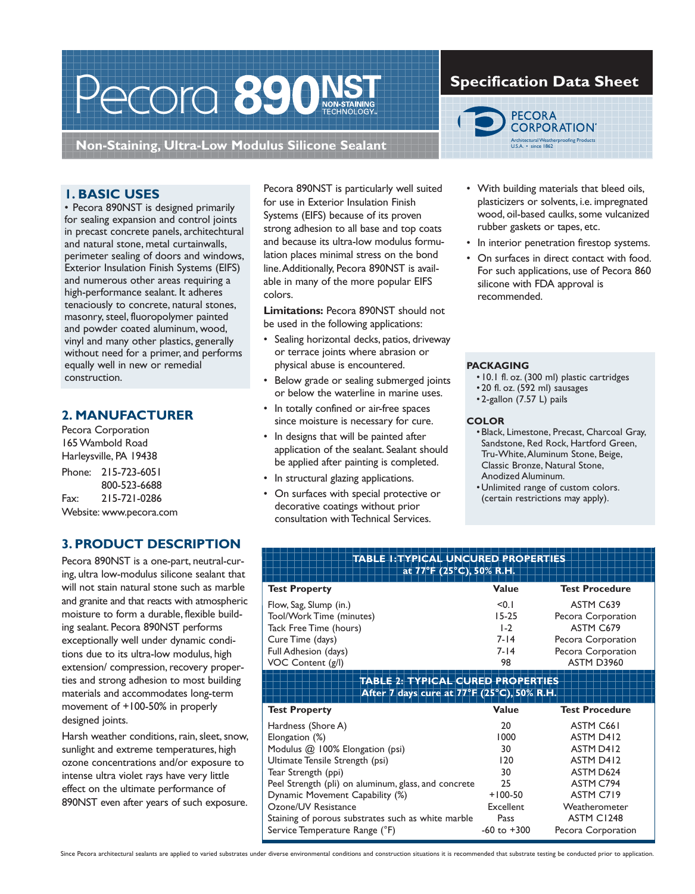# Pecora 890NST

NON-STAINING TECHNOLOGY™

**Non-Staining, Ultra-Low Modulus Silicone Sealant**

## Specification Data Sheet

PECORA CORPORATION®
Architectural Weatherproofing Products
U.S.A. • since 1862

## 1. BASIC USES

• Pecora 890NST is designed primarily for sealing expansion and control joints in precast concrete panels, architechtural and natural stone, metal curtainwalls, perimeter sealing of doors and windows, Exterior Insulation Finish Systems (EIFS) and numerous other areas requiring a high-performance sealant. It adheres tenaciously to concrete, natural stones, masonry, steel, fluoropolymer painted and powder coated aluminum, wood, vinyl and many other plastics, generally without need for a primer, and performs equally well in new or remedial construction.

## 2. MANUFACTURER

Pecora Corporation
165 Wambold Road
Harleysville, PA 19438

Phone: 215-723-6051
800-523-6688
Fax: 215-721-0286
Website: www.pecora.com

## 3. PRODUCT DESCRIPTION

Pecora 890NST is a one-part, neutral-curing, ultra low-modulus silicone sealant that will not stain natural stone such as marble and granite and that reacts with atmospheric moisture to form a durable, flexible building sealant. Pecora 890NST performs exceptionally well under dynamic conditions due to its ultra-low modulus, high extension/ compression, recovery properties and strong adhesion to most building materials and accommodates long-term movement of +100-50% in properly designed joints.

Harsh weather conditions, rain, sleet, snow, sunlight and extreme temperatures, high ozone concentrations and/or exposure to intense ultra violet rays have very little effect on the ultimate performance of 890NST even after years of such exposure.

Pecora 890NST is particularly well suited for use in Exterior Insulation Finish Systems (EIFS) because of its proven strong adhesion to all base and top coats and because its ultra-low modulus formulation places minimal stress on the bond line. Additionally, Pecora 890NST is available in many of the more popular EIFS colors.

**Limitations:** Pecora 890NST should not be used in the following applications:

- Sealing horizontal decks, patios, driveway or terrace joints where abrasion or physical abuse is encountered.
- Below grade or sealing submerged joints or below the waterline in marine uses.
- In totally confined or air-free spaces since moisture is necessary for cure.
- In designs that will be painted after application of the sealant. Sealant should be applied after painting is completed.
- In structural glazing applications.
- On surfaces with special protective or decorative coatings without prior consultation with Technical Services.
- With building materials that bleed oils, plasticizers or solvents, i.e. impregnated wood, oil-based caulks, some vulcanized rubber gaskets or tapes, etc.
- In interior penetration firestop systems.
- On surfaces in direct contact with food. For such applications, use of Pecora 860 silicone with FDA approval is recommended.

**PACKAGING**

- 10.1 fl. oz. (300 ml) plastic cartridges
- 20 fl. oz. (592 ml) sausages
- 2-gallon (7.57 L) pails

**COLOR**

- Black, Limestone, Precast, Charcoal Gray, Sandstone, Red Rock, Hartford Green, Tru-White, Aluminum Stone, Beige, Classic Bronze, Natural Stone, Anodized Aluminum.
- Unlimited range of custom colors. (certain restrictions may apply).

**TABLE 1: TYPICAL UNCURED PROPERTIES at 77°F (25°C), 50% R.H.**

| Test Property | Value | Test Procedure |
|---|---|---|
| Flow, Sag, Slump (in.) | <0.1 | ASTM C639 |
| Tool/Work Time (minutes) | 15-25 | Pecora Corporation |
| Tack Free Time (hours) | 1-2 | ASTM C679 |
| Cure Time (days) | 7-14 | Pecora Corporation |
| Full Adhesion (days) | 7-14 | Pecora Corporation |
| VOC Content (g/l) | 98 | ASTM D3960 |

**TABLE 2: TYPICAL CURED PROPERTIES After 7 days cure at 77°F (25°C), 50% R.H.**

| Test Property | Value | Test Procedure |
|---|---|---|
| Hardness (Shore A) | 20 | ASTM C661 |
| Elongation (%) | 1000 | ASTM D412 |
| Modulus @ 100% Elongation (psi) | 30 | ASTM D412 |
| Ultimate Tensile Strength (psi) | 120 | ASTM D412 |
| Tear Strength (ppi) | 30 | ASTM D624 |
| Peel Strength (pli) on aluminum, glass, and concrete | 25 | ASTM C794 |
| Dynamic Movement Capability (%) | +100-50 | ASTM C719 |
| Ozone/UV Resistance | Excellent | Weatherometer |
| Staining of porous substrates such as white marble | Pass | ASTM C1248 |
| Service Temperature Range (°F) | -60 to +300 | Pecora Corporation |

Since Pecora architectural sealants are applied to varied substrates under diverse environmental conditions and construction situations it is recommended that substrate testing be conducted prior to application.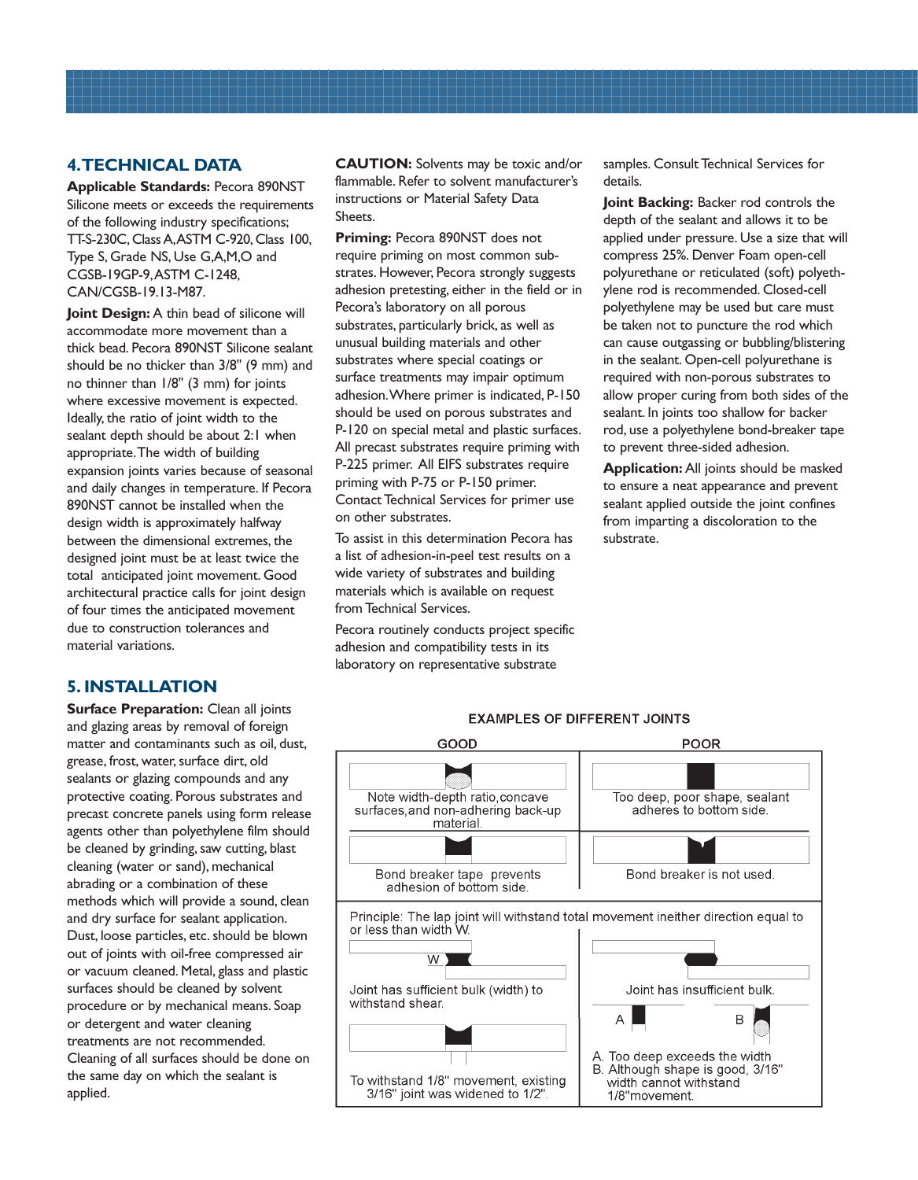## 4. TECHNICAL DATA

**Applicable Standards:** Pecora 890NST Silicone meets or exceeds the requirements of the following industry specifications; TT-S-230C, Class A, ASTM C-920, Class 100, Type S, Grade NS, Use G,A,M,O and CGSB-19GP-9, ASTM C-1248, CAN/CGSB-19.13-M87.

**Joint Design:** A thin bead of silicone will accommodate more movement than a thick bead. Pecora 890NST Silicone sealant should be no thicker than 3/8" (9 mm) and no thinner than 1/8" (3 mm) for joints where excessive movement is expected. Ideally, the ratio of joint width to the sealant depth should be about 2:1 when appropriate. The width of building expansion joints varies because of seasonal and daily changes in temperature. If Pecora 890NST cannot be installed when the design width is approximately halfway between the dimensional extremes, the designed joint must be at least twice the total anticipated joint movement. Good architectural practice calls for joint design of four times the anticipated movement due to construction tolerances and material variations.

## 5. INSTALLATION

**Surface Preparation:** Clean all joints and glazing areas by removal of foreign matter and contaminants such as oil, dust, grease, frost, water, surface dirt, old sealants or glazing compounds and any protective coating. Porous substrates and precast concrete panels using form release agents other than polyethylene film should be cleaned by grinding, saw cutting, blast cleaning (water or sand), mechanical abrading or a combination of these methods which will provide a sound, clean and dry surface for sealant application. Dust, loose particles, etc. should be blown out of joints with oil-free compressed air or vacuum cleaned. Metal, glass and plastic surfaces should be cleaned by solvent procedure or by mechanical means. Soap or detergent and water cleaning treatments are not recommended. Cleaning of all surfaces should be done on the same day on which the sealant is applied.

**CAUTION:** Solvents may be toxic and/or flammable. Refer to solvent manufacturer's instructions or Material Safety Data Sheets.

**Priming:** Pecora 890NST does not require priming on most common substrates. However, Pecora strongly suggests adhesion pretesting, either in the field or in Pecora's laboratory on all porous substrates, particularly brick, as well as unusual building materials and other substrates where special coatings or surface treatments may impair optimum adhesion. Where primer is indicated, P-150 should be used on porous substrates and P-120 on special metal and plastic surfaces. All precast substrates require priming with P-225 primer. All EIFS substrates require priming with P-75 or P-150 primer. Contact Technical Services for primer use on other substrates.

To assist in this determination Pecora has a list of adhesion-in-peel test results on a wide variety of substrates and building materials which is available on request from Technical Services.

Pecora routinely conducts project specific adhesion and compatibility tests in its laboratory on representative substrate samples. Consult Technical Services for details.

**Joint Backing:** Backer rod controls the depth of the sealant and allows it to be applied under pressure. Use a size that will compress 25%. Denver Foam open-cell polyurethane or reticulated (soft) polyethylene rod is recommended. Closed-cell polyethylene may be used but care must be taken not to puncture the rod which can cause outgassing or bubbling/blistering in the sealant. Open-cell polyurethane is required with non-porous substrates to allow proper curing from both sides of the sealant. In joints too shallow for backer rod, use a polyethylene bond-breaker tape to prevent three-sided adhesion.

**Application:** All joints should be masked to ensure a neat appearance and prevent sealant applied outside the joint confines from imparting a discoloration to the substrate.

**EXAMPLES OF DIFFERENT JOINTS**

| GOOD | POOR |
|---|---|
| Note width-depth ratio, concave surfaces, and non-adhering back-up material. | Too deep, poor shape, sealant adheres to bottom side. |
| Bond breaker tape prevents adhesion of bottom side. | Bond breaker is not used. |

Principle: The lap joint will withstand total movement ineither direction equal to or less than width W.

| GOOD | POOR |
|---|---|
| Joint has sufficient bulk (width) to withstand shear. | Joint has insufficient bulk. |
| To withstand 1/8" movement, existing 3/16" joint was widened to 1/2". | A. Too deep exceeds the width<br>B. Although shape is good, 3/16" width cannot withstand 1/8" movement. |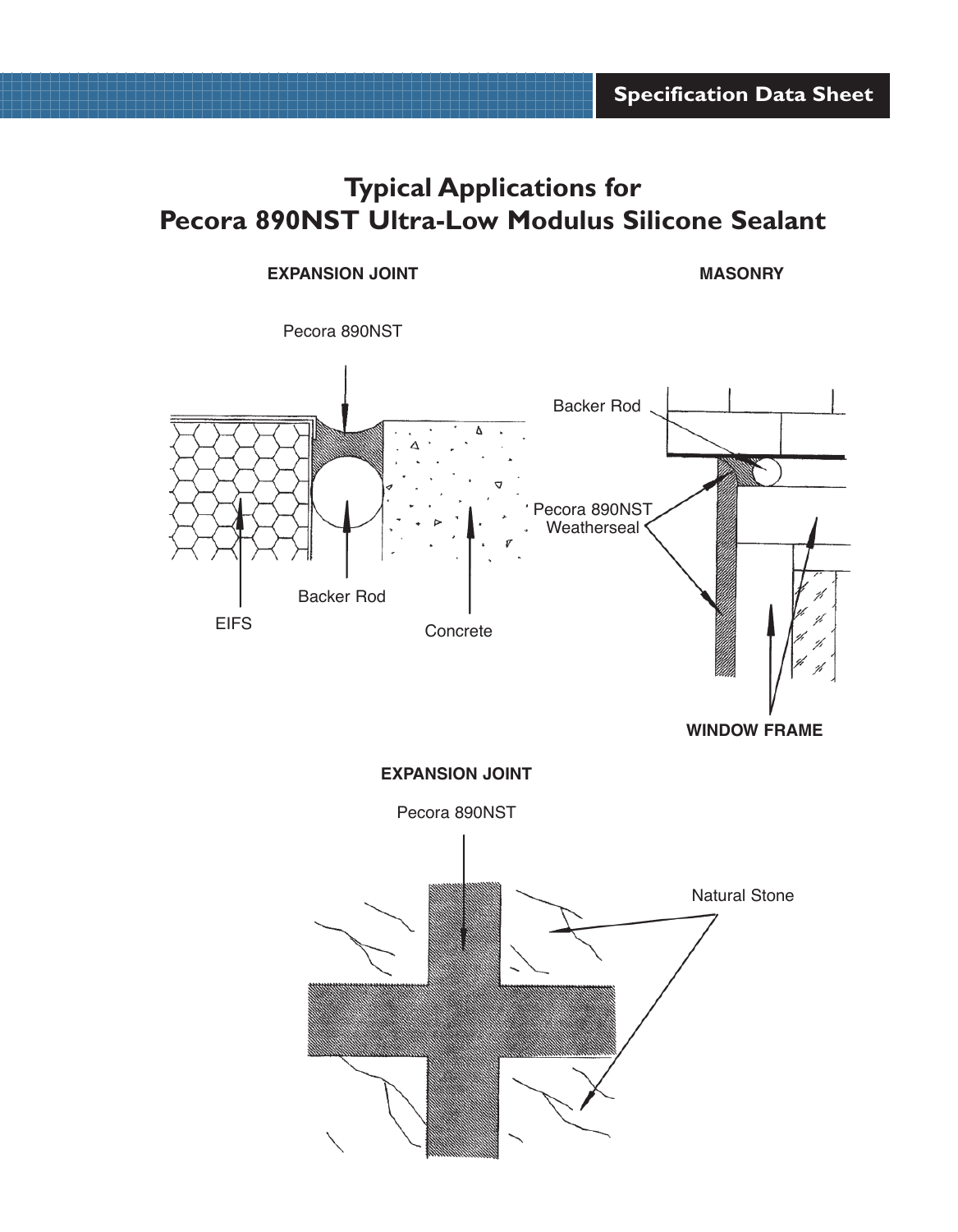# Typical Applications for Pecora 890NST Ultra-Low Modulus Silicone Sealant

**EXPANSION JOINT**

Pecora 890NST

Backer Rod

EIFS

Concrete

**MASONRY**

Backer Rod

Pecora 890NST Weatherseal

**WINDOW FRAME**

**EXPANSION JOINT**

Pecora 890NST

Natural Stone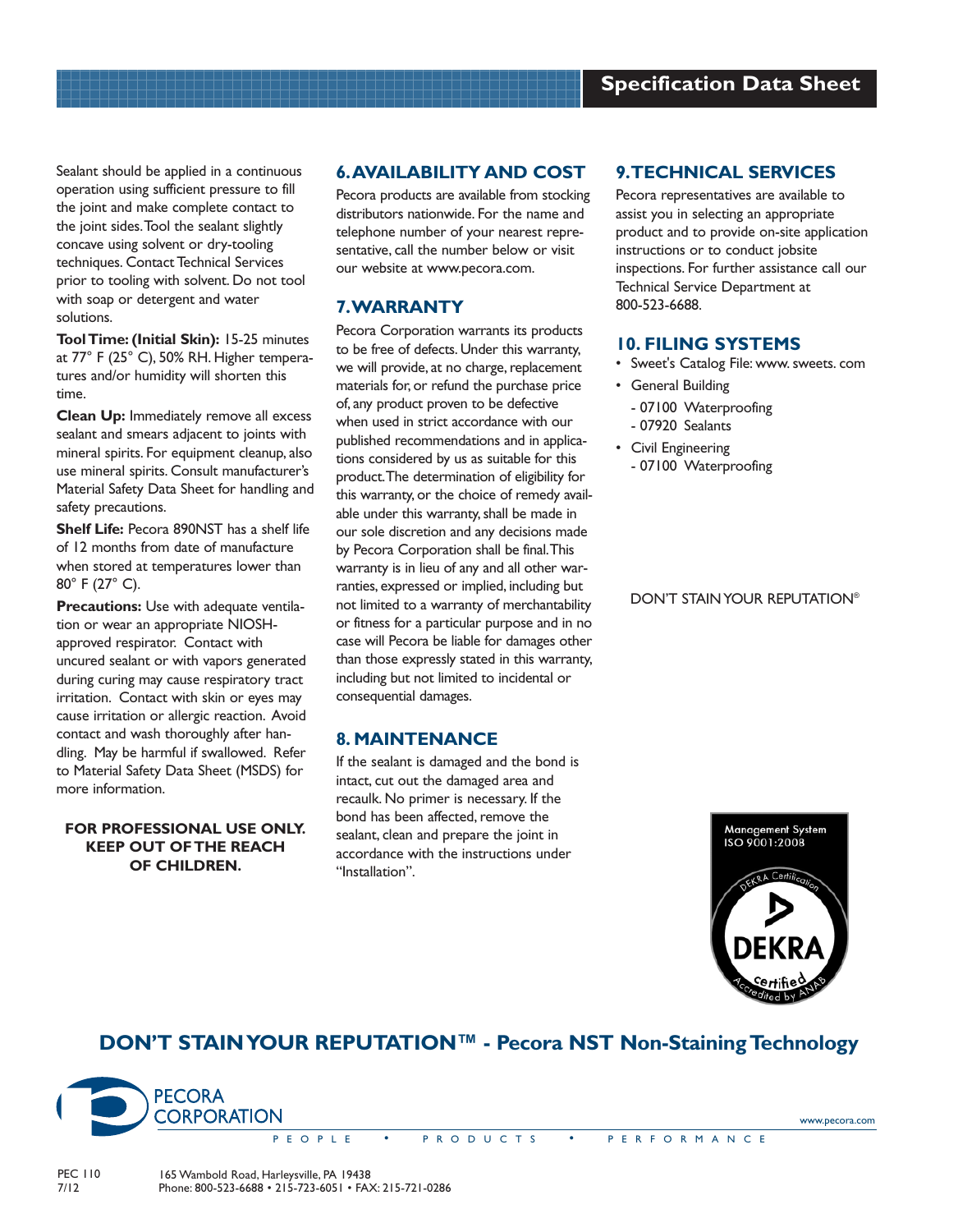Sealant should be applied in a continuous operation using sufficient pressure to fill the joint and make complete contact to the joint sides. Tool the sealant slightly concave using solvent or dry-tooling techniques. Contact Technical Services prior to tooling with solvent. Do not tool with soap or detergent and water solutions.

**Tool Time: (Initial Skin):** 15-25 minutes at 77° F (25° C), 50% RH. Higher temperatures and/or humidity will shorten this time.

**Clean Up:** Immediately remove all excess sealant and smears adjacent to joints with mineral spirits. For equipment cleanup, also use mineral spirits. Consult manufacturer's Material Safety Data Sheet for handling and safety precautions.

**Shelf Life:** Pecora 890NST has a shelf life of 12 months from date of manufacture when stored at temperatures lower than 80° F (27° C).

**Precautions:** Use with adequate ventilation or wear an appropriate NIOSH-approved respirator. Contact with uncured sealant or with vapors generated during curing may cause respiratory tract irritation. Contact with skin or eyes may cause irritation or allergic reaction. Avoid contact and wash thoroughly after handling. May be harmful if swallowed. Refer to Material Safety Data Sheet (MSDS) for more information.

**FOR PROFESSIONAL USE ONLY. KEEP OUT OF THE REACH OF CHILDREN.**

## 6. AVAILABILITY AND COST

Pecora products are available from stocking distributors nationwide. For the name and telephone number of your nearest representative, call the number below or visit our website at www.pecora.com.

## 7. WARRANTY

Pecora Corporation warrants its products to be free of defects. Under this warranty, we will provide, at no charge, replacement materials for, or refund the purchase price of, any product proven to be defective when used in strict accordance with our published recommendations and in applications considered by us as suitable for this product. The determination of eligibility for this warranty, or the choice of remedy available under this warranty, shall be made in our sole discretion and any decisions made by Pecora Corporation shall be final. This warranty is in lieu of any and all other warranties, expressed or implied, including but not limited to a warranty of merchantability or fitness for a particular purpose and in no case will Pecora be liable for damages other than those expressly stated in this warranty, including but not limited to incidental or consequential damages.

## 8. MAINTENANCE

If the sealant is damaged and the bond is intact, cut out the damaged area and recaulk. No primer is necessary. If the bond has been affected, remove the sealant, clean and prepare the joint in accordance with the instructions under "Installation".

## 9. TECHNICAL SERVICES

Pecora representatives are available to assist you in selecting an appropriate product and to provide on-site application instructions or to conduct jobsite inspections. For further assistance call our Technical Service Department at 800-523-6688.

## 10. FILING SYSTEMS

- Sweet's Catalog File: www. sweets. com
- General Building
  - 07100 Waterproofing
  - 07920 Sealants
- Civil Engineering
  - 07100 Waterproofing

DON'T STAIN YOUR REPUTATION®

Management System ISO 9001:2008
DEKRA Certification
DEKRA certified
Accredited by ANAB

**DON'T STAIN YOUR REPUTATION™ - Pecora NST Non-Staining Technology**

PECORA CORPORATION

PEOPLE • PRODUCTS • PERFORMANCE

www.pecora.com

PEC 110
7/12

165 Wambold Road, Harleysville, PA 19438
Phone: 800-523-6688 • 215-723-6051 • FAX: 215-721-0286